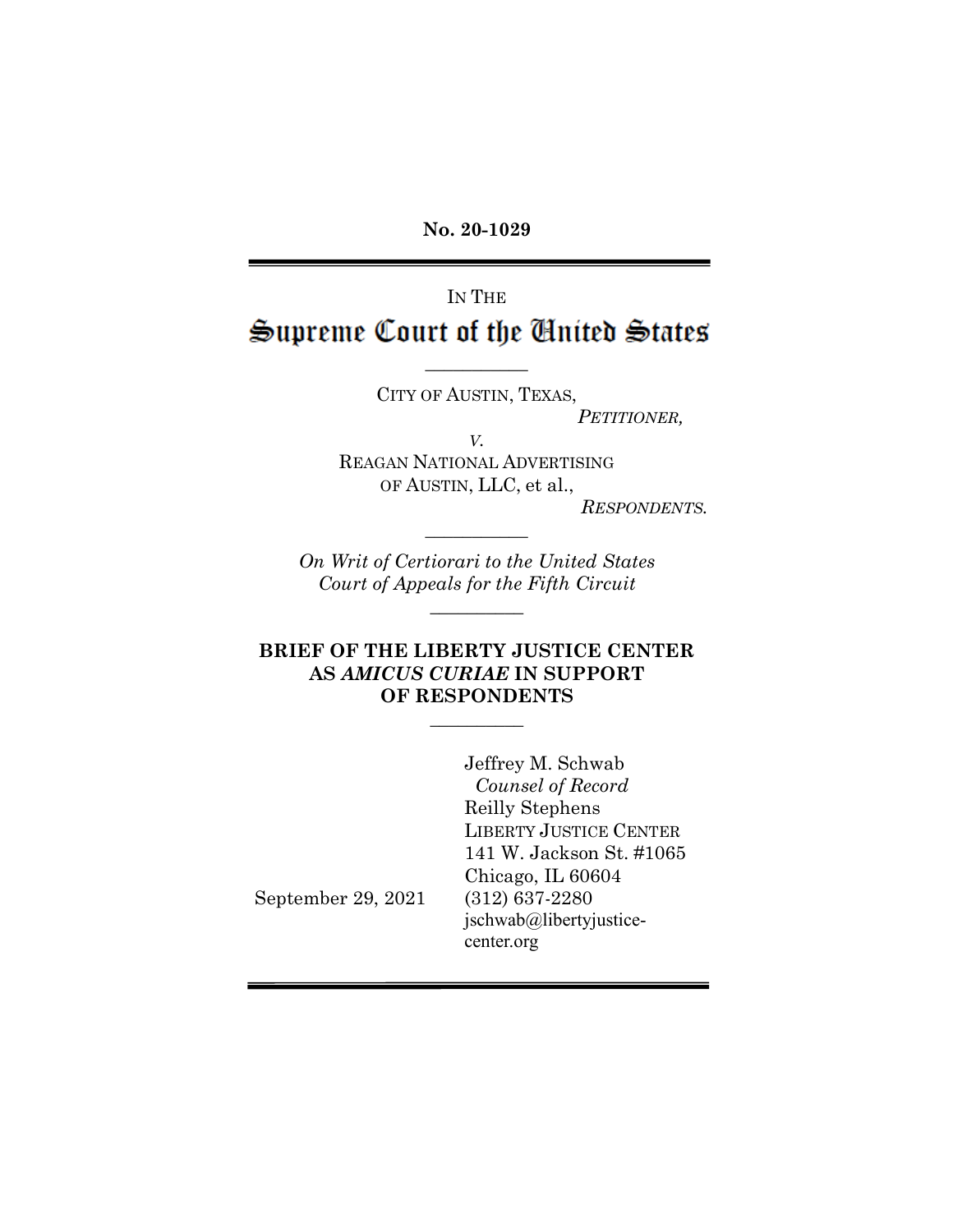**No. 20-1029**

---

IN THE

# Supreme Court of the United States

---

CITY OF AUSTIN, TEXAS,

*PETITIONER,*

*V.*

REAGAN NATIONAL ADVERTISING OF AUSTIN, LLC, et al.,

*RESPONDENTS.*

---

*On Writ of Certiorari to the United States Court of Appeals for the Fifth Circuit*

---

**BRIEF OF THE LIBERTY JUSTICE CENTER AS *AMICUS CURIAE* IN SUPPORT OF RESPONDENTS**

---

Jeffrey M. Schwab
*Counsel of Record*
Reilly Stephens
LIBERTY JUSTICE CENTER
141 W. Jackson St. #1065
Chicago, IL 60604
(312) 637-2280
jschwab@libertyjustice-center.org

September 29, 2021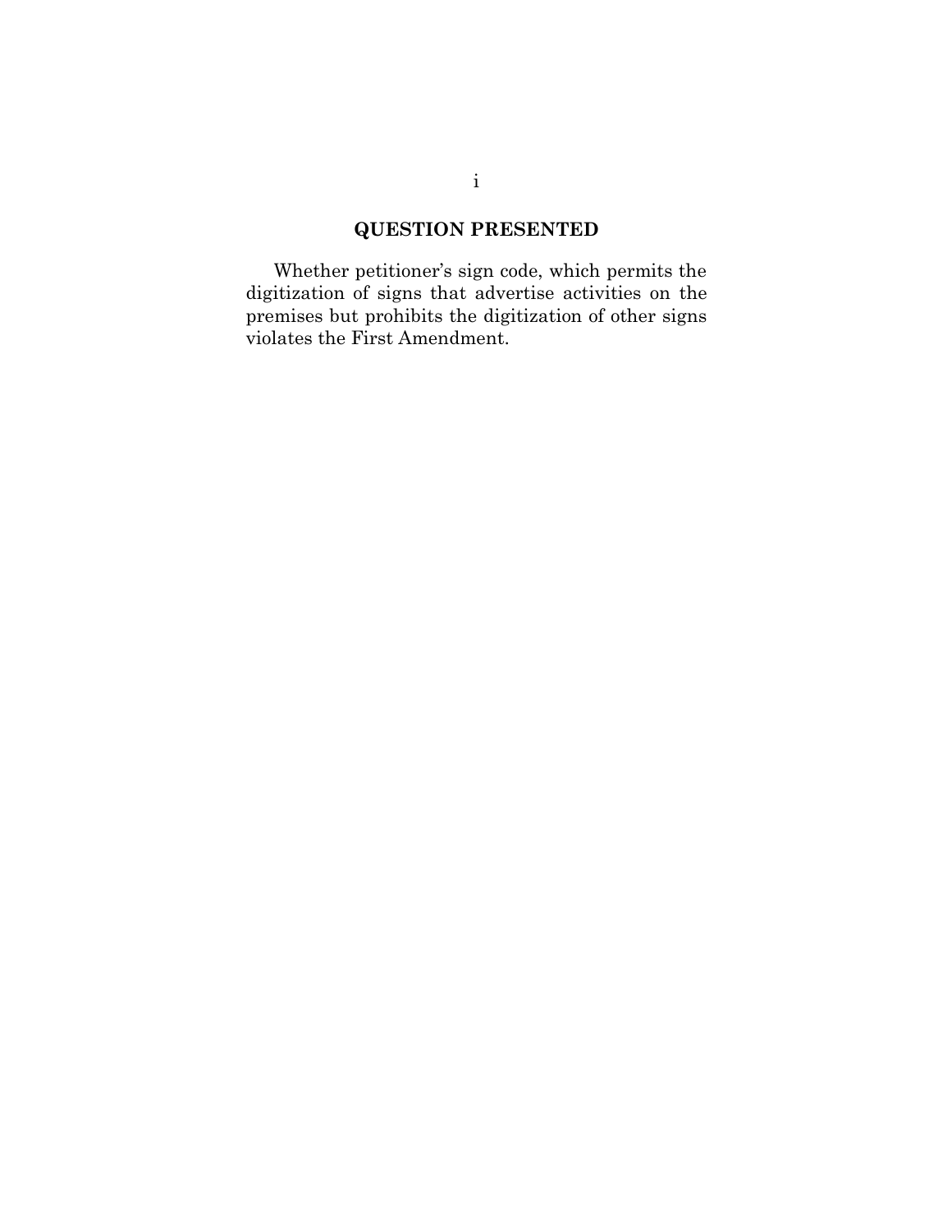## QUESTION PRESENTED

Whether petitioner's sign code, which permits the digitization of signs that advertise activities on the premises but prohibits the digitization of other signs violates the First Amendment.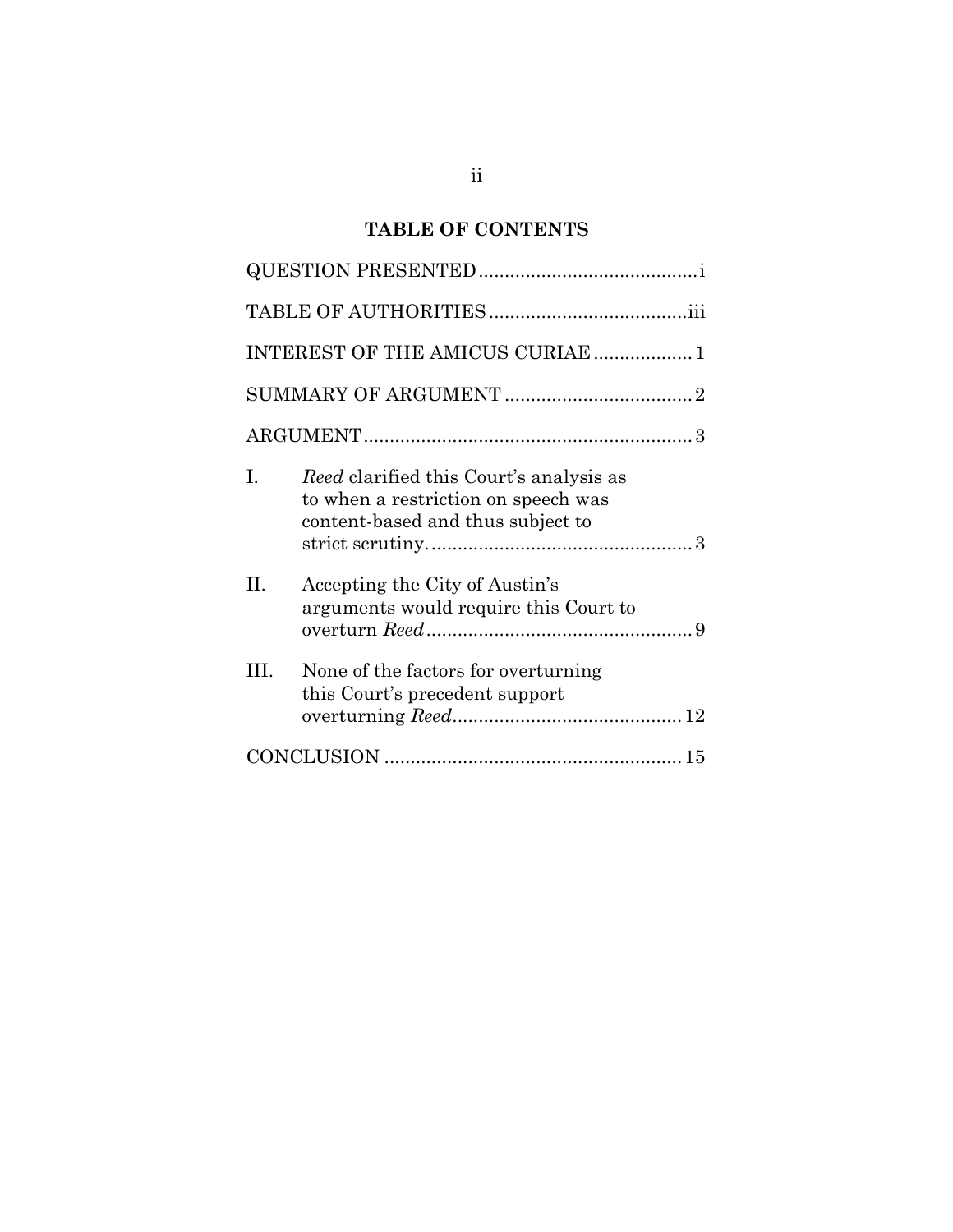## TABLE OF CONTENTS

QUESTION PRESENTED .......................................... i

TABLE OF AUTHORITIES ...................................... iii

INTEREST OF THE AMICUS CURIAE ................... 1

SUMMARY OF ARGUMENT .................................... 2

ARGUMENT ............................................................... 3

I. *Reed* clarified this Court's analysis as to when a restriction on speech was content-based and thus subject to strict scrutiny. .................................................. 3

II. Accepting the City of Austin's arguments would require this Court to overturn *Reed* .................................................. 9

III. None of the factors for overturning this Court's precedent support overturning *Reed* ........................................... 12

CONCLUSION ........................................................ 15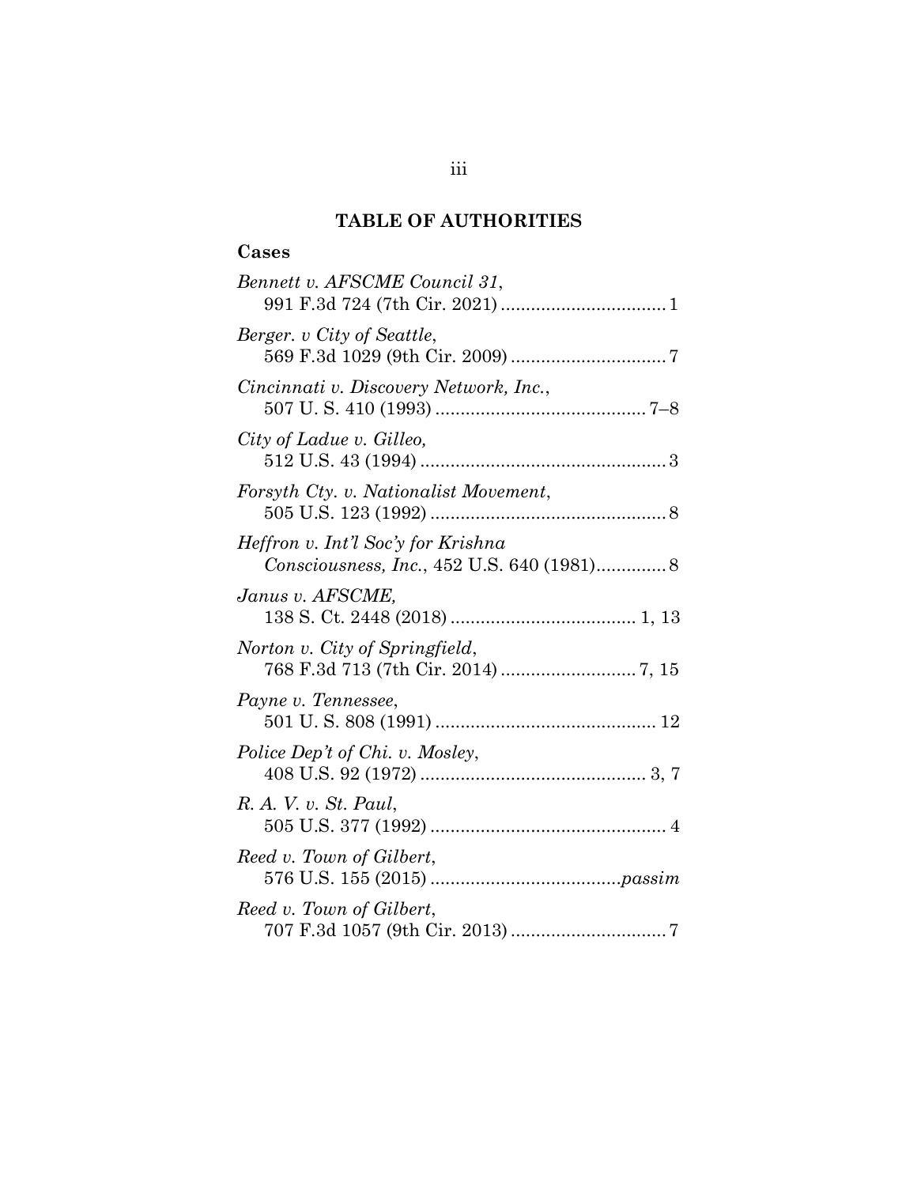# TABLE OF AUTHORITIES

## Cases

*Bennett v. AFSCME Council 31*, 991 F.3d 724 (7th Cir. 2021) ................................ 1

*Berger. v City of Seattle*, 569 F.3d 1029 (9th Cir. 2009) .............................. 7

*Cincinnati v. Discovery Network, Inc.*, 507 U. S. 410 (1993) ......................................... 7–8

*City of Ladue v. Gilleo,* 512 U.S. 43 (1994) ................................................ 3

*Forsyth Cty. v. Nationalist Movement*, 505 U.S. 123 (1992) .............................................. 8

*Heffron v. Int'l Soc'y for Krishna Consciousness, Inc.*, 452 U.S. 640 (1981).............. 8

*Janus v. AFSCME,* 138 S. Ct. 2448 (2018) .................................... 1, 13

*Norton v. City of Springfield*, 768 F.3d 713 (7th Cir. 2014) .......................... 7, 15

*Payne v. Tennessee*, 501 U. S. 808 (1991) ........................................... 12

*Police Dep't of Chi. v. Mosley*, 408 U.S. 92 (1972) ............................................ 3, 7

*R. A. V. v. St. Paul*, 505 U.S. 377 (1992) .............................................. 4

*Reed v. Town of Gilbert*, 576 U.S. 155 (2015) .....................................*passim*

*Reed v. Town of Gilbert*, 707 F.3d 1057 (9th Cir. 2013) .............................. 7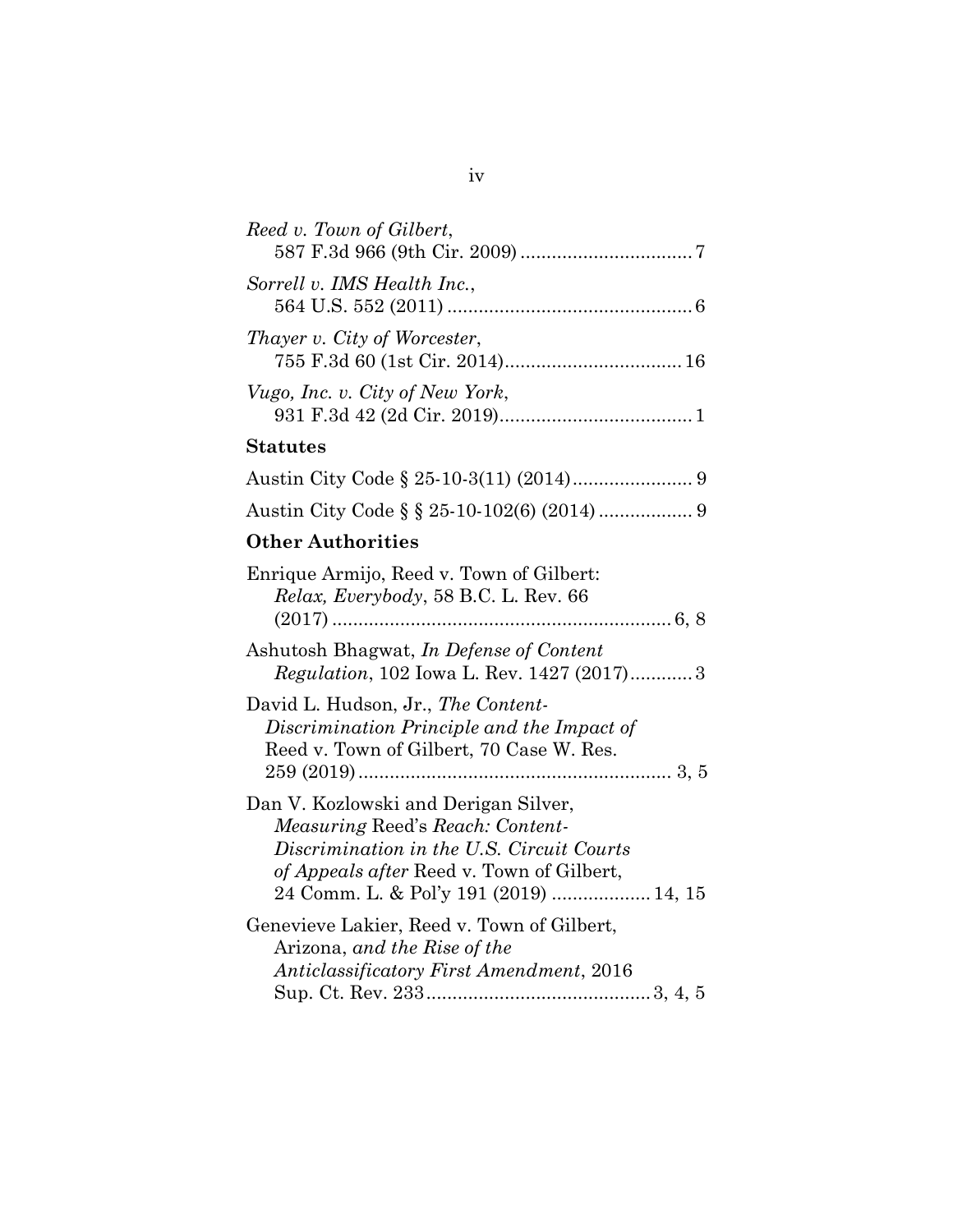*Reed v. Town of Gilbert*,
587 F.3d 966 (9th Cir. 2009) ................................ 7

*Sorrell v. IMS Health Inc.*,
564 U.S. 552 (2011) .............................................. 6

*Thayer v. City of Worcester*,
755 F.3d 60 (1st Cir. 2014)................................. 16

*Vugo, Inc. v. City of New York*,
931 F.3d 42 (2d Cir. 2019).................................... 1

**Statutes**

Austin City Code § 25-10-3(11) (2014)....................... 9

Austin City Code § § 25-10-102(6) (2014) .................. 9

**Other Authorities**

Enrique Armijo, Reed v. Town of Gilbert: *Relax, Everybody*, 58 B.C. L. Rev. 66 (2017) ................................................................ 6, 8

Ashutosh Bhagwat, *In Defense of Content Regulation*, 102 Iowa L. Rev. 1427 (2017)............ 3

David L. Hudson, Jr., *The Content-Discrimination Principle and the Impact of* Reed v. Town of Gilbert, 70 Case W. Res. 259 (2019) ........................................................... 3, 5

Dan V. Kozlowski and Derigan Silver, *Measuring* Reed's *Reach: Content-Discrimination in the U.S. Circuit Courts of Appeals after* Reed v. Town of Gilbert, 24 Comm. L. & Pol'y 191 (2019) .................. 14, 15

Genevieve Lakier, Reed v. Town of Gilbert, Arizona, *and the Rise of the Anticlassificatory First Amendment*, 2016 Sup. Ct. Rev. 233 .......................................... 3, 4, 5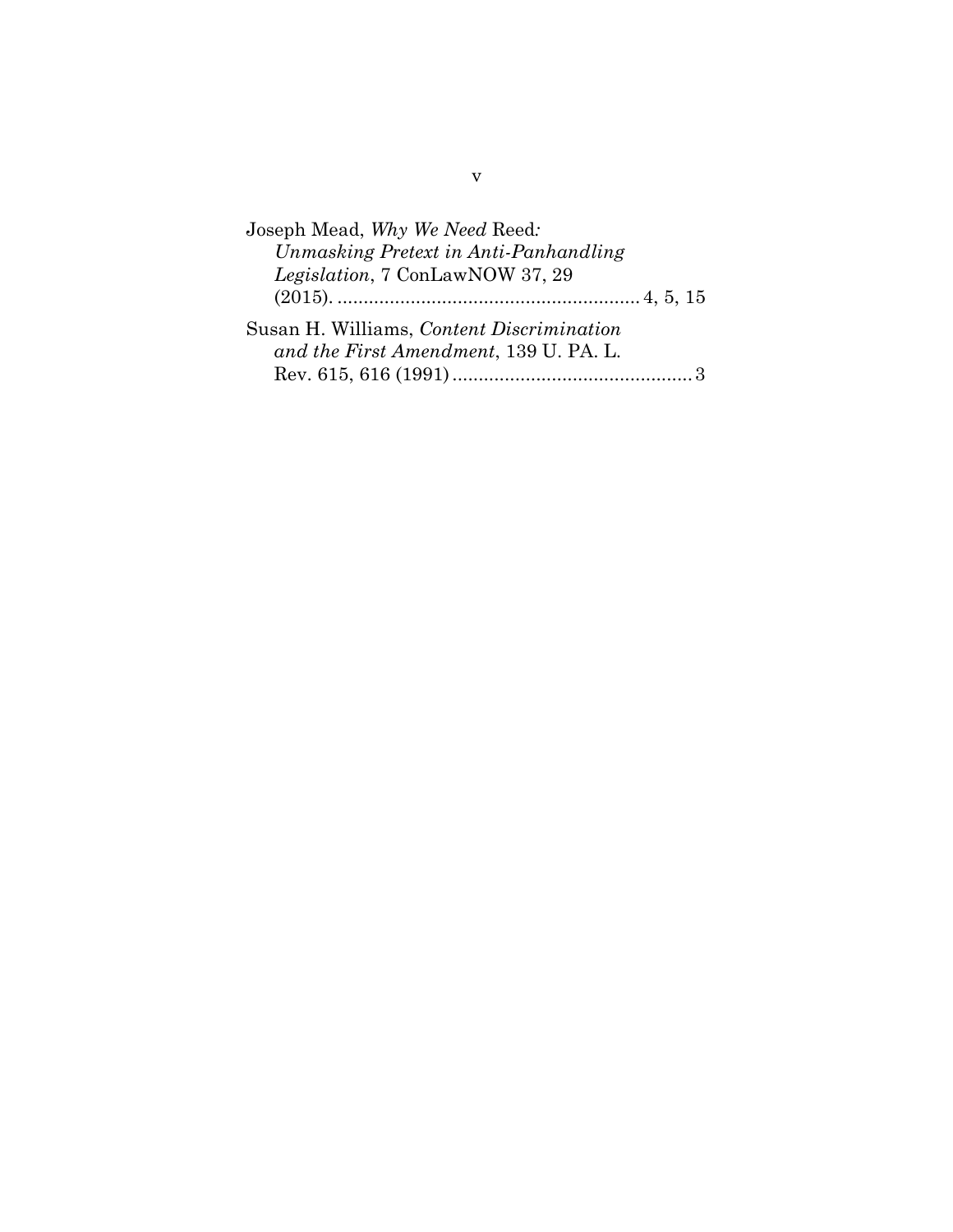Joseph Mead, *Why We Need* Reed*: Unmasking Pretext in Anti-Panhandling Legislation*, 7 ConLawNOW 37, 29 (2015). .......................................................... 4, 5, 15

Susan H. Williams, *Content Discrimination and the First Amendment*, 139 U. PA. L. Rev. 615, 616 (1991) .............................................. 3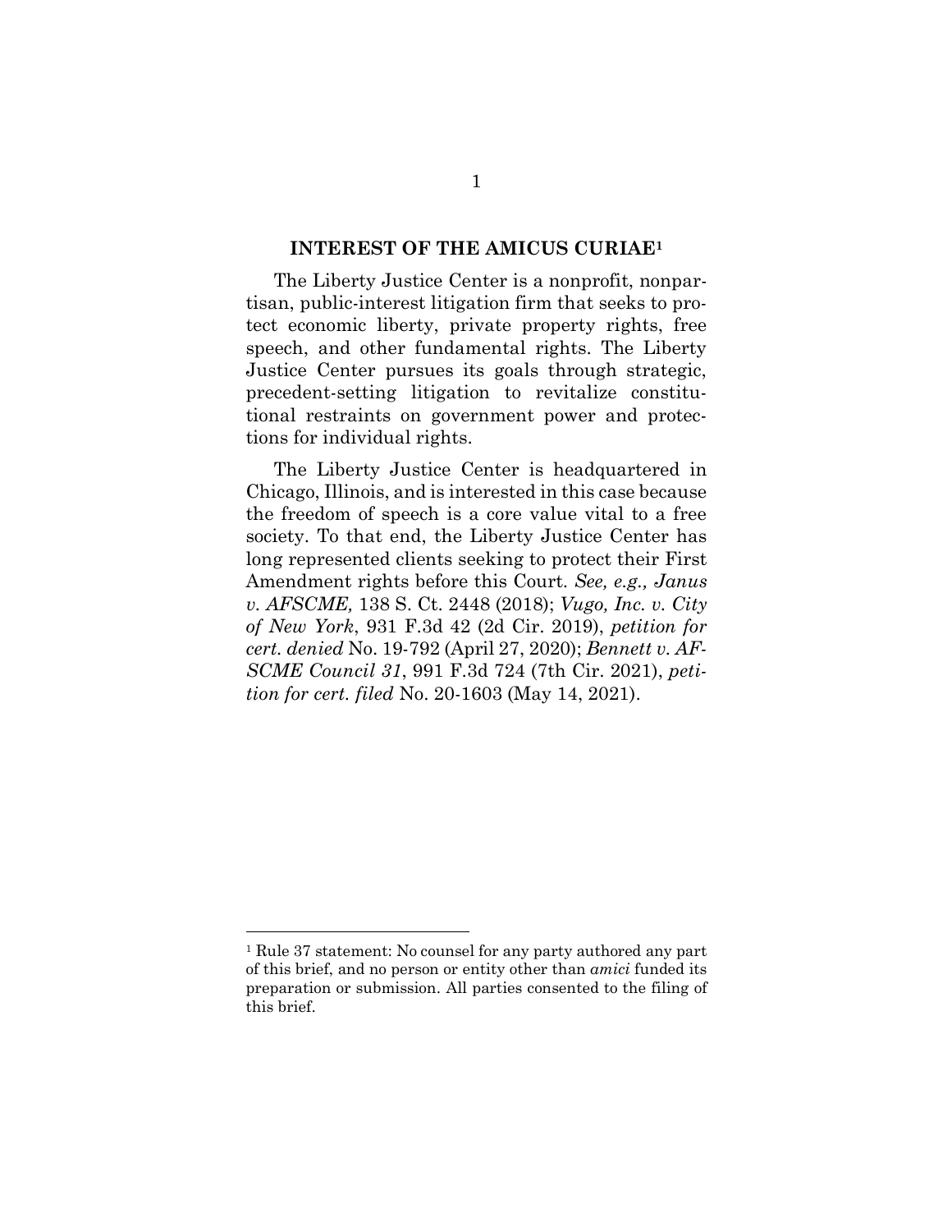## INTEREST OF THE AMICUS CURIAE[1]

The Liberty Justice Center is a nonprofit, nonpartisan, public-interest litigation firm that seeks to protect economic liberty, private property rights, free speech, and other fundamental rights. The Liberty Justice Center pursues its goals through strategic, precedent-setting litigation to revitalize constitutional restraints on government power and protections for individual rights.

The Liberty Justice Center is headquartered in Chicago, Illinois, and is interested in this case because the freedom of speech is a core value vital to a free society. To that end, the Liberty Justice Center has long represented clients seeking to protect their First Amendment rights before this Court. *See, e.g., Janus v. AFSCME,* 138 S. Ct. 2448 (2018); *Vugo, Inc. v. City of New York*, 931 F.3d 42 (2d Cir. 2019), *petition for cert. denied* No. 19-792 (April 27, 2020); *Bennett v. AFSCME Council 31*, 991 F.3d 724 (7th Cir. 2021), *petition for cert. filed* No. 20-1603 (May 14, 2021).

---

[1] Rule 37 statement: No counsel for any party authored any part of this brief, and no person or entity other than *amici* funded its preparation or submission. All parties consented to the filing of this brief.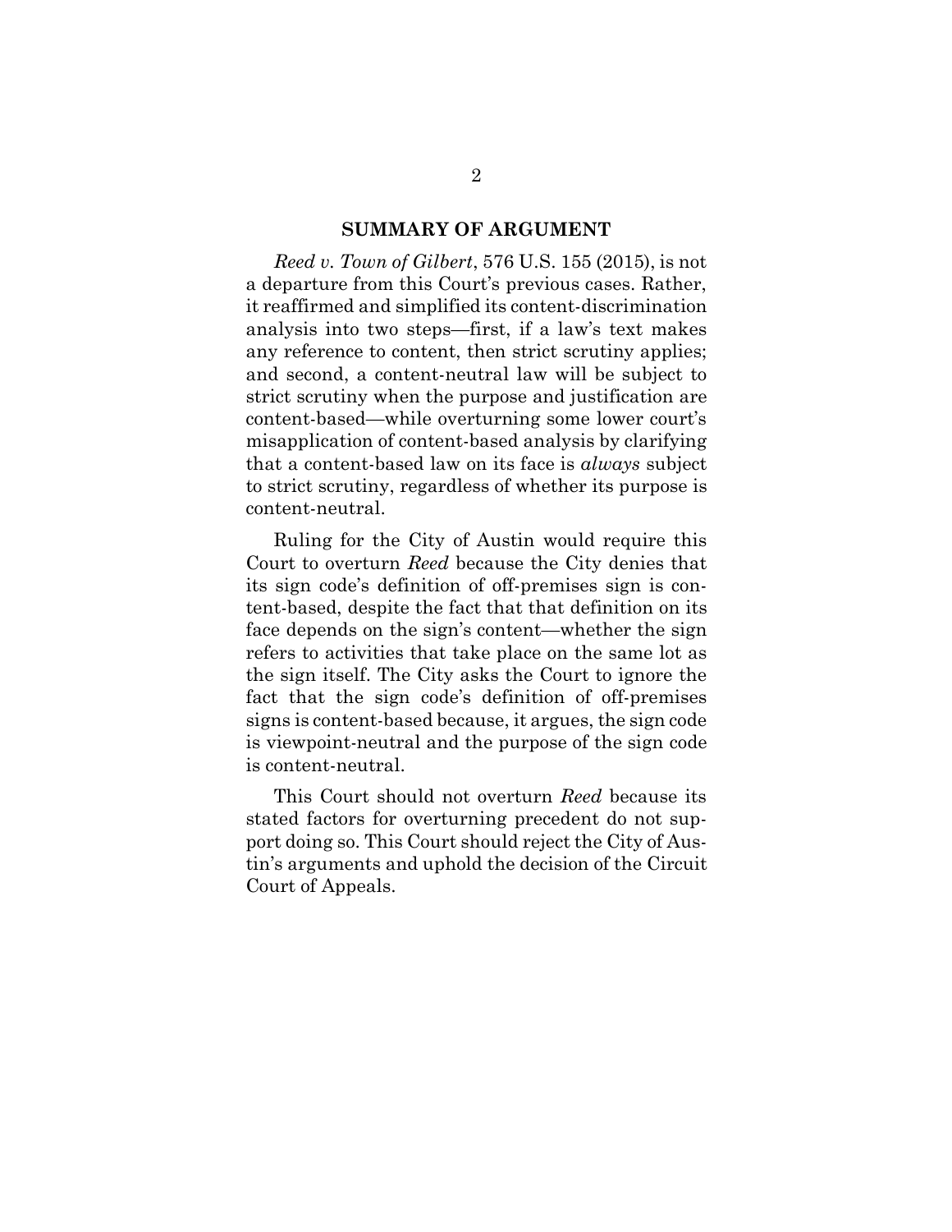## SUMMARY OF ARGUMENT

*Reed v. Town of Gilbert*, 576 U.S. 155 (2015), is not a departure from this Court's previous cases. Rather, it reaffirmed and simplified its content-discrimination analysis into two steps—first, if a law's text makes any reference to content, then strict scrutiny applies; and second, a content-neutral law will be subject to strict scrutiny when the purpose and justification are content-based—while overturning some lower court's misapplication of content-based analysis by clarifying that a content-based law on its face is *always* subject to strict scrutiny, regardless of whether its purpose is content-neutral.

Ruling for the City of Austin would require this Court to overturn *Reed* because the City denies that its sign code's definition of off-premises sign is content-based, despite the fact that that definition on its face depends on the sign's content—whether the sign refers to activities that take place on the same lot as the sign itself. The City asks the Court to ignore the fact that the sign code's definition of off-premises signs is content-based because, it argues, the sign code is viewpoint-neutral and the purpose of the sign code is content-neutral.

This Court should not overturn *Reed* because its stated factors for overturning precedent do not support doing so. This Court should reject the City of Austin's arguments and uphold the decision of the Circuit Court of Appeals.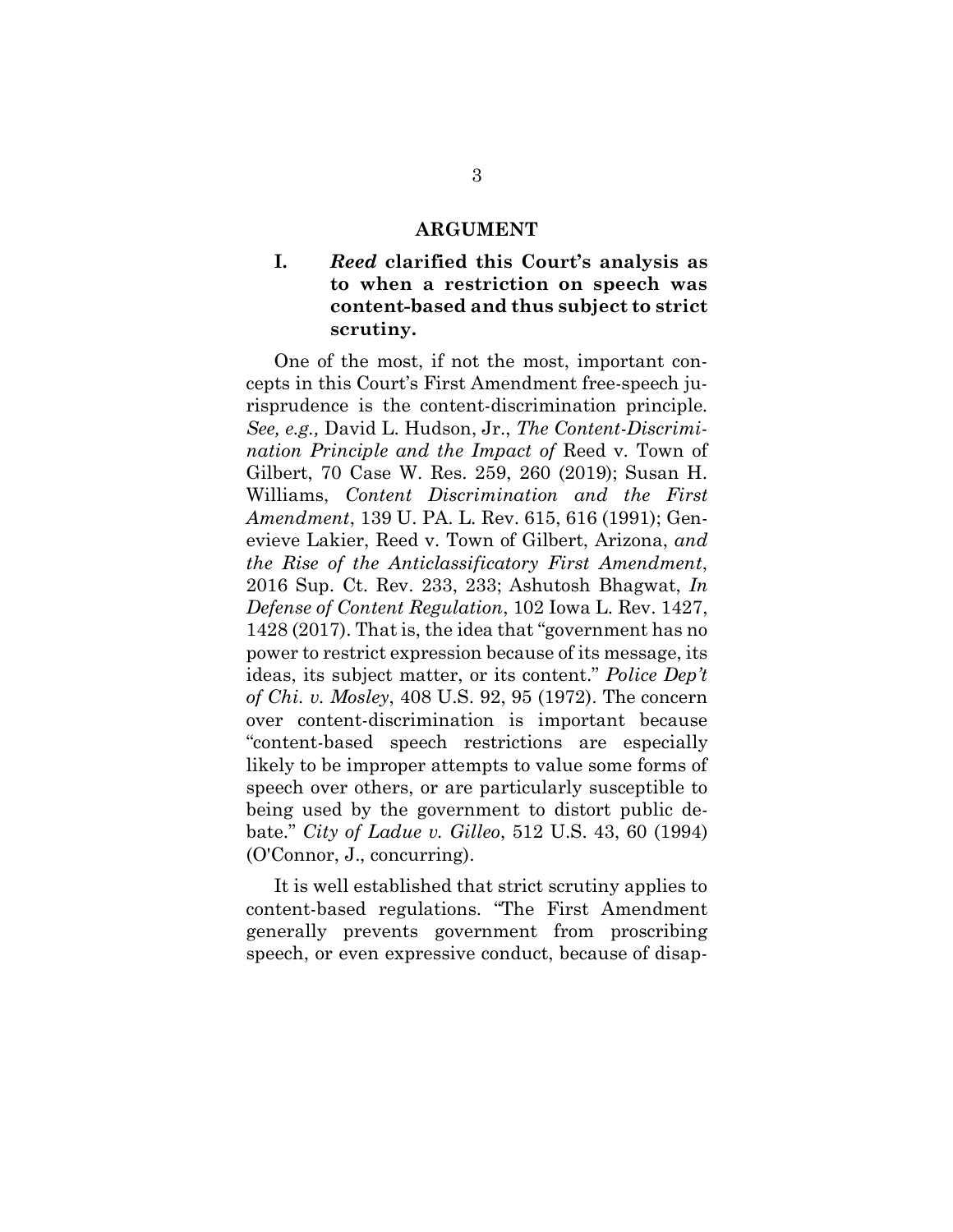## ARGUMENT

### I. *Reed* clarified this Court's analysis as to when a restriction on speech was content-based and thus subject to strict scrutiny.

One of the most, if not the most, important concepts in this Court's First Amendment free-speech jurisprudence is the content-discrimination principle. *See, e.g.,* David L. Hudson, Jr., *The Content-Discrimination Principle and the Impact of* Reed v. Town of Gilbert, 70 Case W. Res. 259, 260 (2019); Susan H. Williams, *Content Discrimination and the First Amendment*, 139 U. PA. L. Rev. 615, 616 (1991); Genevieve Lakier, Reed v. Town of Gilbert, Arizona, *and the Rise of the Anticlassificatory First Amendment*, 2016 Sup. Ct. Rev. 233, 233; Ashutosh Bhagwat, *In Defense of Content Regulation*, 102 Iowa L. Rev. 1427, 1428 (2017). That is, the idea that "government has no power to restrict expression because of its message, its ideas, its subject matter, or its content." *Police Dep't of Chi. v. Mosley*, 408 U.S. 92, 95 (1972). The concern over content-discrimination is important because "content-based speech restrictions are especially likely to be improper attempts to value some forms of speech over others, or are particularly susceptible to being used by the government to distort public debate." *City of Ladue v. Gilleo*, 512 U.S. 43, 60 (1994) (O'Connor, J., concurring).

It is well established that strict scrutiny applies to content-based regulations. "The First Amendment generally prevents government from proscribing speech, or even expressive conduct, because of disap-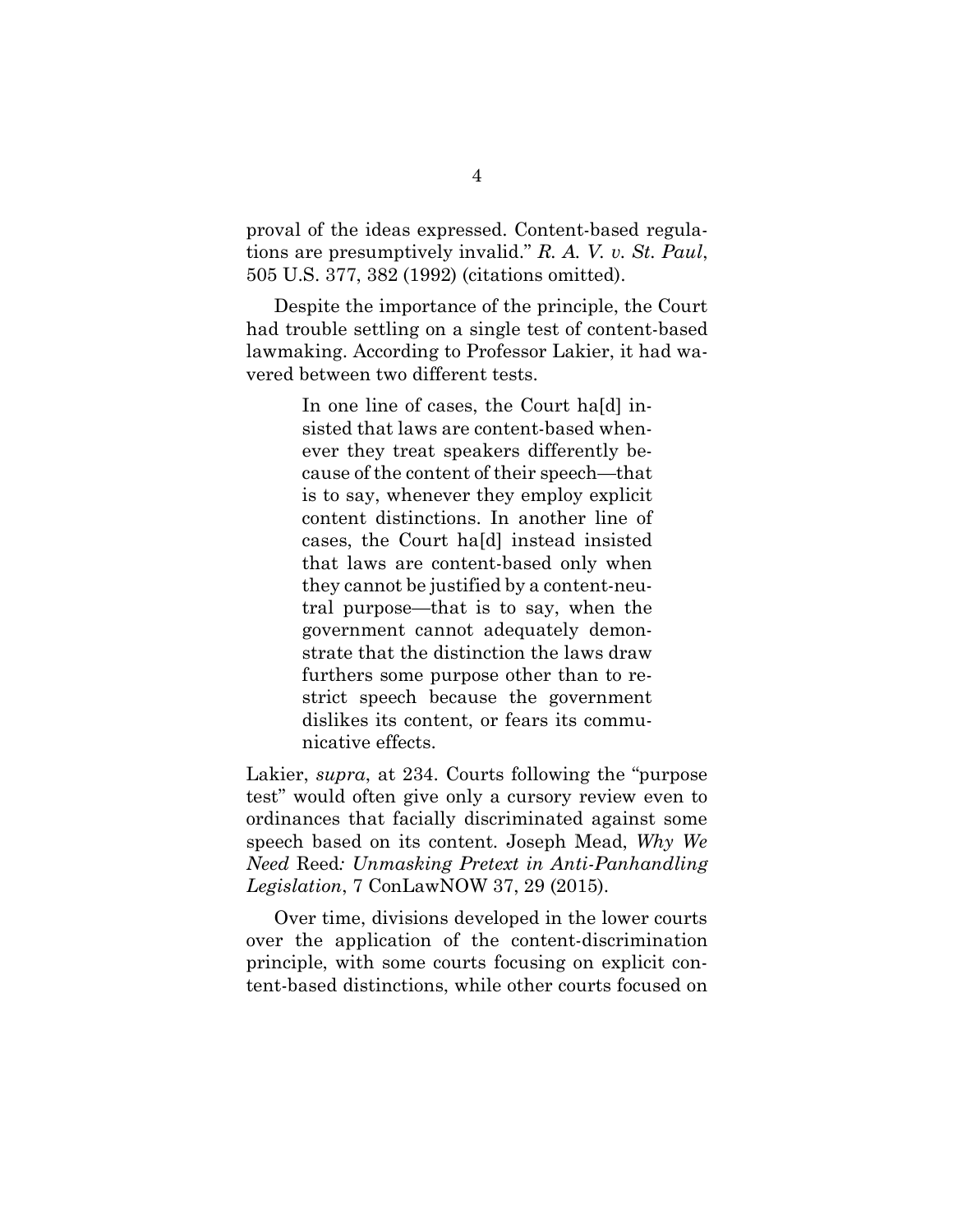proval of the ideas expressed. Content-based regulations are presumptively invalid." *R. A. V. v. St. Paul*, 505 U.S. 377, 382 (1992) (citations omitted).

Despite the importance of the principle, the Court had trouble settling on a single test of content-based lawmaking. According to Professor Lakier, it had wavered between two different tests.

> In one line of cases, the Court ha[d] insisted that laws are content-based whenever they treat speakers differently because of the content of their speech—that is to say, whenever they employ explicit content distinctions. In another line of cases, the Court ha[d] instead insisted that laws are content-based only when they cannot be justified by a content-neutral purpose—that is to say, when the government cannot adequately demonstrate that the distinction the laws draw furthers some purpose other than to restrict speech because the government dislikes its content, or fears its communicative effects.

Lakier, *supra*, at 234. Courts following the "purpose test" would often give only a cursory review even to ordinances that facially discriminated against some speech based on its content. Joseph Mead, *Why We Need* Reed*: Unmasking Pretext in Anti-Panhandling Legislation*, 7 ConLawNOW 37, 29 (2015).

Over time, divisions developed in the lower courts over the application of the content-discrimination principle, with some courts focusing on explicit content-based distinctions, while other courts focused on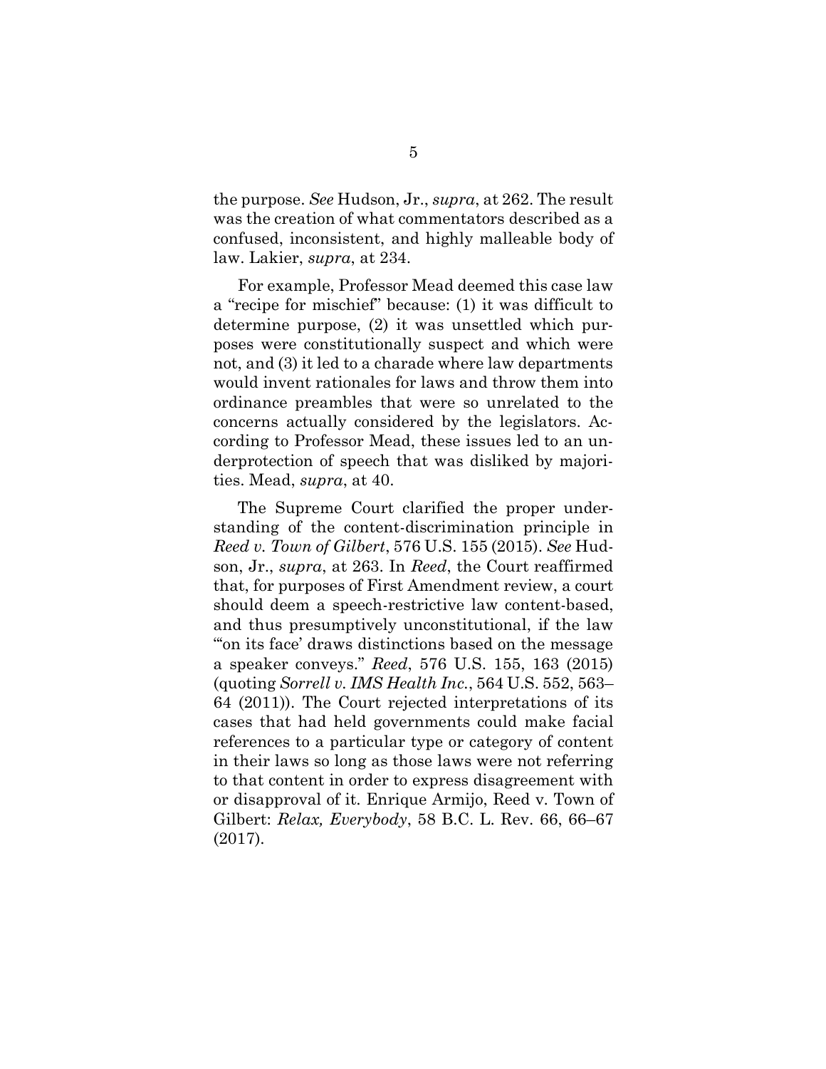the purpose. *See* Hudson, Jr., *supra*, at 262. The result was the creation of what commentators described as a confused, inconsistent, and highly malleable body of law. Lakier, *supra*, at 234.

For example, Professor Mead deemed this case law a "recipe for mischief" because: (1) it was difficult to determine purpose, (2) it was unsettled which purposes were constitutionally suspect and which were not, and (3) it led to a charade where law departments would invent rationales for laws and throw them into ordinance preambles that were so unrelated to the concerns actually considered by the legislators. According to Professor Mead, these issues led to an underprotection of speech that was disliked by majorities. Mead, *supra*, at 40.

The Supreme Court clarified the proper understanding of the content-discrimination principle in *Reed v. Town of Gilbert*, 576 U.S. 155 (2015). *See* Hudson, Jr., *supra*, at 263. In *Reed*, the Court reaffirmed that, for purposes of First Amendment review, a court should deem a speech-restrictive law content-based, and thus presumptively unconstitutional, if the law "'on its face' draws distinctions based on the message a speaker conveys." *Reed*, 576 U.S. 155, 163 (2015) (quoting *Sorrell v. IMS Health Inc.*, 564 U.S. 552, 563–64 (2011)). The Court rejected interpretations of its cases that had held governments could make facial references to a particular type or category of content in their laws so long as those laws were not referring to that content in order to express disagreement with or disapproval of it. Enrique Armijo, Reed v. Town of Gilbert: *Relax, Everybody*, 58 B.C. L. Rev. 66, 66–67 (2017).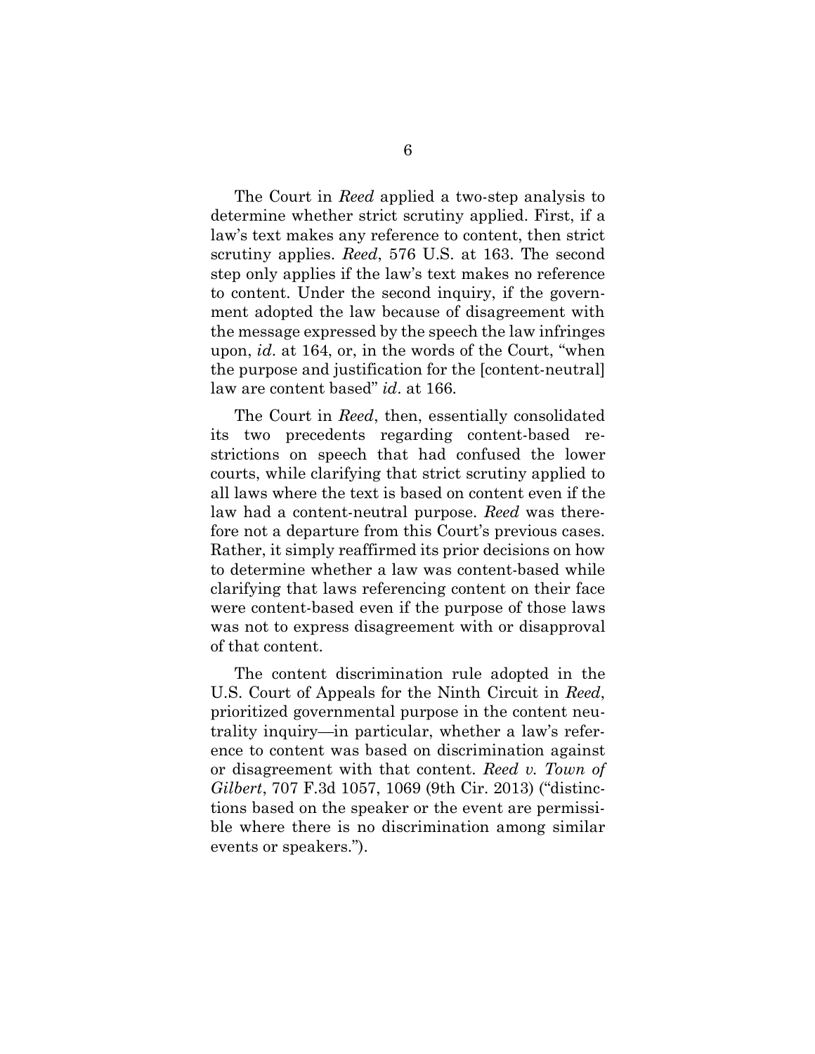The Court in *Reed* applied a two-step analysis to determine whether strict scrutiny applied. First, if a law's text makes any reference to content, then strict scrutiny applies. *Reed*, 576 U.S. at 163. The second step only applies if the law's text makes no reference to content. Under the second inquiry, if the government adopted the law because of disagreement with the message expressed by the speech the law infringes upon, *id*. at 164, or, in the words of the Court, "when the purpose and justification for the [content-neutral] law are content based" *id*. at 166.

The Court in *Reed*, then, essentially consolidated its two precedents regarding content-based restrictions on speech that had confused the lower courts, while clarifying that strict scrutiny applied to all laws where the text is based on content even if the law had a content-neutral purpose. *Reed* was therefore not a departure from this Court's previous cases. Rather, it simply reaffirmed its prior decisions on how to determine whether a law was content-based while clarifying that laws referencing content on their face were content-based even if the purpose of those laws was not to express disagreement with or disapproval of that content.

The content discrimination rule adopted in the U.S. Court of Appeals for the Ninth Circuit in *Reed*, prioritized governmental purpose in the content neutrality inquiry—in particular, whether a law's reference to content was based on discrimination against or disagreement with that content. *Reed v. Town of Gilbert*, 707 F.3d 1057, 1069 (9th Cir. 2013) ("distinctions based on the speaker or the event are permissible where there is no discrimination among similar events or speakers.").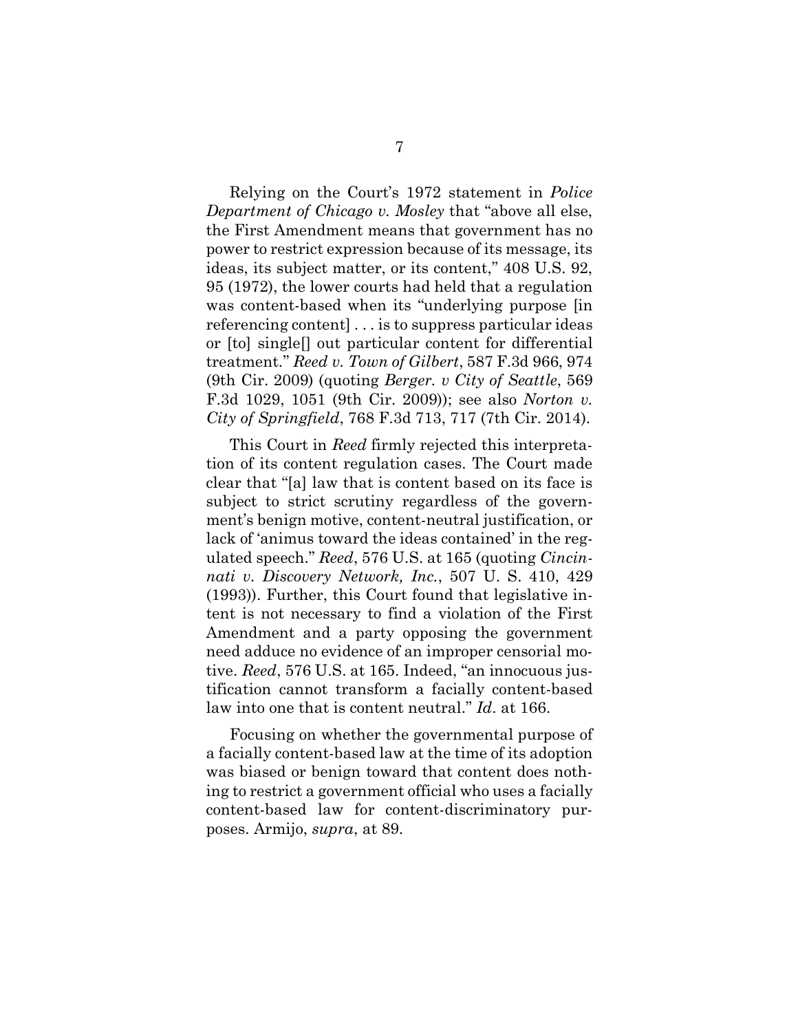Relying on the Court's 1972 statement in *Police Department of Chicago v. Mosley* that "above all else, the First Amendment means that government has no power to restrict expression because of its message, its ideas, its subject matter, or its content," 408 U.S. 92, 95 (1972), the lower courts had held that a regulation was content-based when its "underlying purpose [in referencing content] . . . is to suppress particular ideas or [to] single[] out particular content for differential treatment." *Reed v. Town of Gilbert*, 587 F.3d 966, 974 (9th Cir. 2009) (quoting *Berger. v City of Seattle*, 569 F.3d 1029, 1051 (9th Cir. 2009)); see also *Norton v. City of Springfield*, 768 F.3d 713, 717 (7th Cir. 2014).

This Court in *Reed* firmly rejected this interpretation of its content regulation cases. The Court made clear that "[a] law that is content based on its face is subject to strict scrutiny regardless of the government's benign motive, content-neutral justification, or lack of 'animus toward the ideas contained' in the regulated speech." *Reed*, 576 U.S. at 165 (quoting *Cincinnati v. Discovery Network, Inc.*, 507 U. S. 410, 429 (1993)). Further, this Court found that legislative intent is not necessary to find a violation of the First Amendment and a party opposing the government need adduce no evidence of an improper censorial motive. *Reed*, 576 U.S. at 165. Indeed, "an innocuous justification cannot transform a facially content-based law into one that is content neutral." *Id*. at 166.

Focusing on whether the governmental purpose of a facially content-based law at the time of its adoption was biased or benign toward that content does nothing to restrict a government official who uses a facially content-based law for content-discriminatory purposes. Armijo, *supra*, at 89.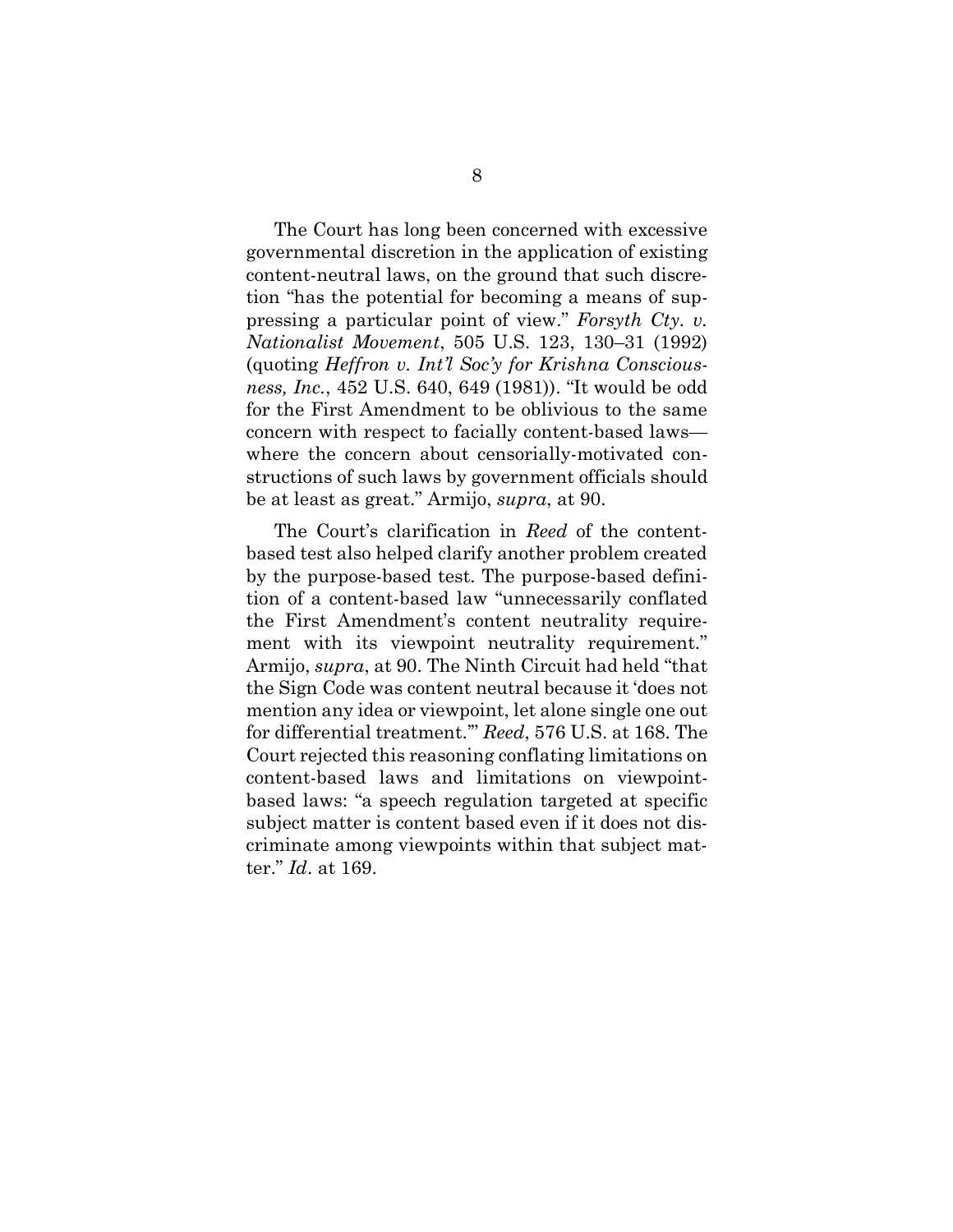The Court has long been concerned with excessive governmental discretion in the application of existing content-neutral laws, on the ground that such discretion "has the potential for becoming a means of suppressing a particular point of view." *Forsyth Cty. v. Nationalist Movement*, 505 U.S. 123, 130–31 (1992) (quoting *Heffron v. Int'l Soc'y for Krishna Consciousness, Inc.*, 452 U.S. 640, 649 (1981)). "It would be odd for the First Amendment to be oblivious to the same concern with respect to facially content-based laws—where the concern about censorially-motivated constructions of such laws by government officials should be at least as great." Armijo, *supra*, at 90.

The Court's clarification in *Reed* of the content-based test also helped clarify another problem created by the purpose-based test. The purpose-based definition of a content-based law "unnecessarily conflated the First Amendment's content neutrality requirement with its viewpoint neutrality requirement." Armijo, *supra*, at 90. The Ninth Circuit had held "that the Sign Code was content neutral because it 'does not mention any idea or viewpoint, let alone single one out for differential treatment.'" *Reed*, 576 U.S. at 168. The Court rejected this reasoning conflating limitations on content-based laws and limitations on viewpoint-based laws: "a speech regulation targeted at specific subject matter is content based even if it does not discriminate among viewpoints within that subject matter." *Id*. at 169.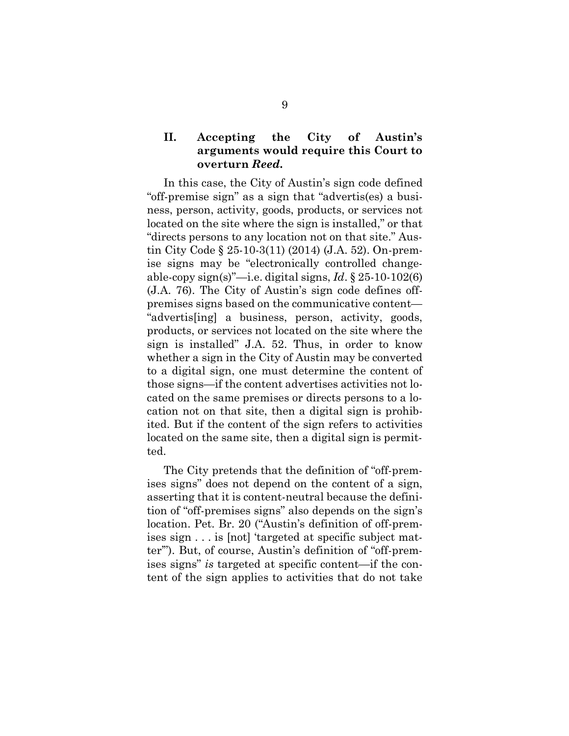## II. Accepting the City of Austin's arguments would require this Court to overturn *Reed.*

In this case, the City of Austin's sign code defined "off-premise sign" as a sign that "advertis(es) a business, person, activity, goods, products, or services not located on the site where the sign is installed," or that "directs persons to any location not on that site." Austin City Code § 25-10-3(11) (2014) (J.A. 52). On-premise signs may be "electronically controlled changeable-copy sign(s)"—i.e. digital signs, *Id*. § 25-10-102(6) (J.A. 76). The City of Austin's sign code defines off-premises signs based on the communicative content—"advertis[ing] a business, person, activity, goods, products, or services not located on the site where the sign is installed" J.A. 52. Thus, in order to know whether a sign in the City of Austin may be converted to a digital sign, one must determine the content of those signs—if the content advertises activities not located on the same premises or directs persons to a location not on that site, then a digital sign is prohibited. But if the content of the sign refers to activities located on the same site, then a digital sign is permitted.

The City pretends that the definition of "off-premises signs" does not depend on the content of a sign, asserting that it is content-neutral because the definition of "off-premises signs" also depends on the sign's location. Pet. Br. 20 ("Austin's definition of off-premises sign . . . is [not] 'targeted at specific subject matter'"). But, of course, Austin's definition of "off-premises signs" *is* targeted at specific content—if the content of the sign applies to activities that do not take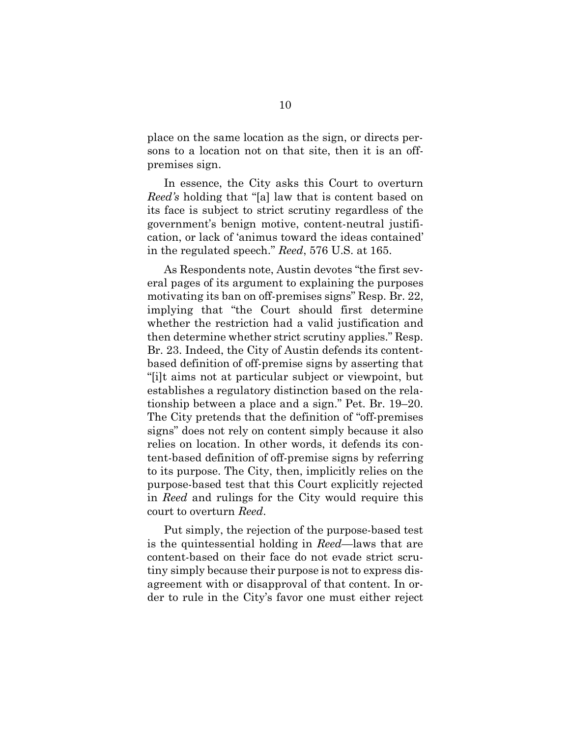place on the same location as the sign, or directs persons to a location not on that site, then it is an off-premises sign.

In essence, the City asks this Court to overturn *Reed's* holding that "[a] law that is content based on its face is subject to strict scrutiny regardless of the government's benign motive, content-neutral justification, or lack of 'animus toward the ideas contained' in the regulated speech." *Reed*, 576 U.S. at 165.

As Respondents note, Austin devotes "the first several pages of its argument to explaining the purposes motivating its ban on off-premises signs" Resp. Br. 22, implying that "the Court should first determine whether the restriction had a valid justification and then determine whether strict scrutiny applies." Resp. Br. 23. Indeed, the City of Austin defends its content-based definition of off-premise signs by asserting that "[i]t aims not at particular subject or viewpoint, but establishes a regulatory distinction based on the relationship between a place and a sign." Pet. Br. 19–20. The City pretends that the definition of "off-premises signs" does not rely on content simply because it also relies on location. In other words, it defends its content-based definition of off-premise signs by referring to its purpose. The City, then, implicitly relies on the purpose-based test that this Court explicitly rejected in *Reed* and rulings for the City would require this court to overturn *Reed*.

Put simply, the rejection of the purpose-based test is the quintessential holding in *Reed*—laws that are content-based on their face do not evade strict scrutiny simply because their purpose is not to express disagreement with or disapproval of that content. In order to rule in the City's favor one must either reject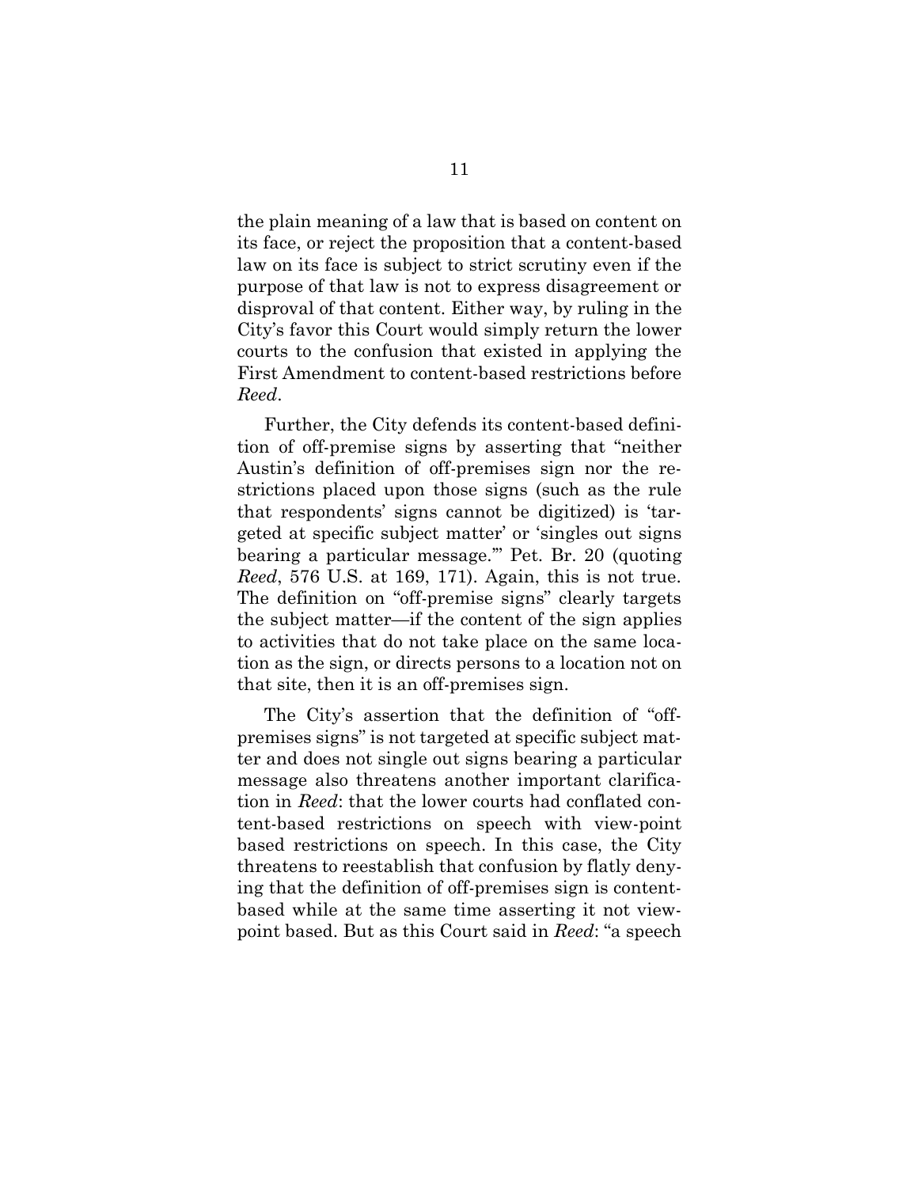the plain meaning of a law that is based on content on its face, or reject the proposition that a content-based law on its face is subject to strict scrutiny even if the purpose of that law is not to express disagreement or disproval of that content. Either way, by ruling in the City's favor this Court would simply return the lower courts to the confusion that existed in applying the First Amendment to content-based restrictions before *Reed*.

Further, the City defends its content-based definition of off-premise signs by asserting that "neither Austin's definition of off-premises sign nor the restrictions placed upon those signs (such as the rule that respondents' signs cannot be digitized) is 'targeted at specific subject matter' or 'singles out signs bearing a particular message.'" Pet. Br. 20 (quoting *Reed*, 576 U.S. at 169, 171). Again, this is not true. The definition on "off-premise signs" clearly targets the subject matter—if the content of the sign applies to activities that do not take place on the same location as the sign, or directs persons to a location not on that site, then it is an off-premises sign.

The City's assertion that the definition of "off-premises signs" is not targeted at specific subject matter and does not single out signs bearing a particular message also threatens another important clarification in *Reed*: that the lower courts had conflated content-based restrictions on speech with view-point based restrictions on speech. In this case, the City threatens to reestablish that confusion by flatly denying that the definition of off-premises sign is content-based while at the same time asserting it not view-point based. But as this Court said in *Reed*: "a speech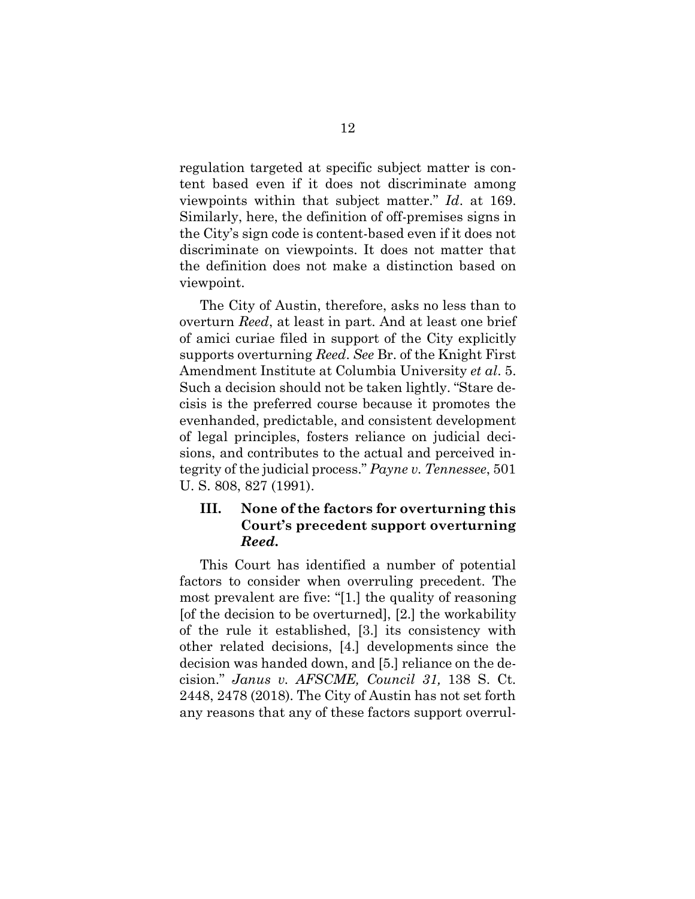regulation targeted at specific subject matter is content based even if it does not discriminate among viewpoints within that subject matter." *Id*. at 169. Similarly, here, the definition of off-premises signs in the City's sign code is content-based even if it does not discriminate on viewpoints. It does not matter that the definition does not make a distinction based on viewpoint.

The City of Austin, therefore, asks no less than to overturn *Reed*, at least in part. And at least one brief of amici curiae filed in support of the City explicitly supports overturning *Reed*. *See* Br. of the Knight First Amendment Institute at Columbia University *et al*. 5. Such a decision should not be taken lightly. "Stare decisis is the preferred course because it promotes the evenhanded, predictable, and consistent development of legal principles, fosters reliance on judicial decisions, and contributes to the actual and perceived integrity of the judicial process." *Payne v. Tennessee*, 501 U. S. 808, 827 (1991).

## III. None of the factors for overturning this Court's precedent support overturning *Reed*.

This Court has identified a number of potential factors to consider when overruling precedent. The most prevalent are five: "[1.] the quality of reasoning [of the decision to be overturned], [2.] the workability of the rule it established, [3.] its consistency with other related decisions, [4.] developments since the decision was handed down, and [5.] reliance on the decision." *Janus v. AFSCME, Council 31,* 138 S. Ct. 2448, 2478 (2018). The City of Austin has not set forth any reasons that any of these factors support overrul-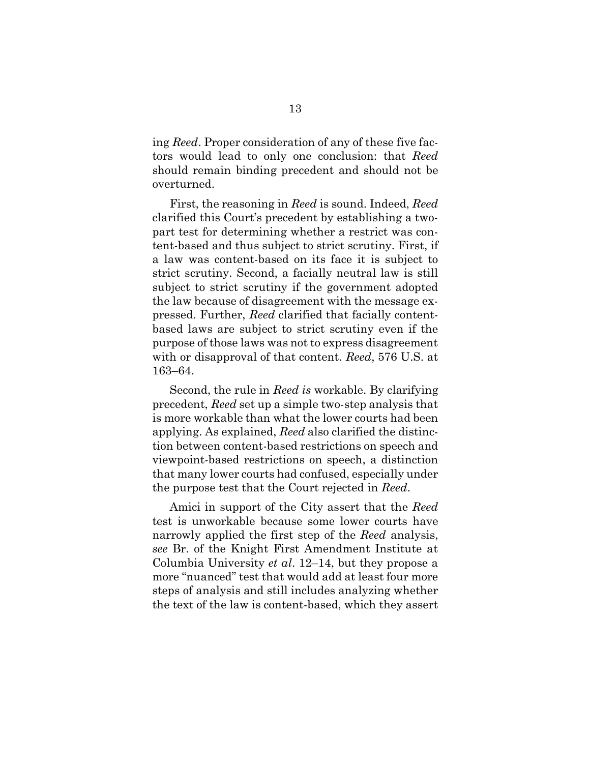ing *Reed*. Proper consideration of any of these five factors would lead to only one conclusion: that *Reed* should remain binding precedent and should not be overturned.

First, the reasoning in *Reed* is sound. Indeed, *Reed* clarified this Court's precedent by establishing a two-part test for determining whether a restrict was content-based and thus subject to strict scrutiny. First, if a law was content-based on its face it is subject to strict scrutiny. Second, a facially neutral law is still subject to strict scrutiny if the government adopted the law because of disagreement with the message expressed. Further, *Reed* clarified that facially content-based laws are subject to strict scrutiny even if the purpose of those laws was not to express disagreement with or disapproval of that content. *Reed*, 576 U.S. at 163–64.

Second, the rule in *Reed is* workable. By clarifying precedent, *Reed* set up a simple two-step analysis that is more workable than what the lower courts had been applying. As explained, *Reed* also clarified the distinction between content-based restrictions on speech and viewpoint-based restrictions on speech, a distinction that many lower courts had confused, especially under the purpose test that the Court rejected in *Reed*.

Amici in support of the City assert that the *Reed* test is unworkable because some lower courts have narrowly applied the first step of the *Reed* analysis, *see* Br. of the Knight First Amendment Institute at Columbia University *et al*. 12–14, but they propose a more "nuanced" test that would add at least four more steps of analysis and still includes analyzing whether the text of the law is content-based, which they assert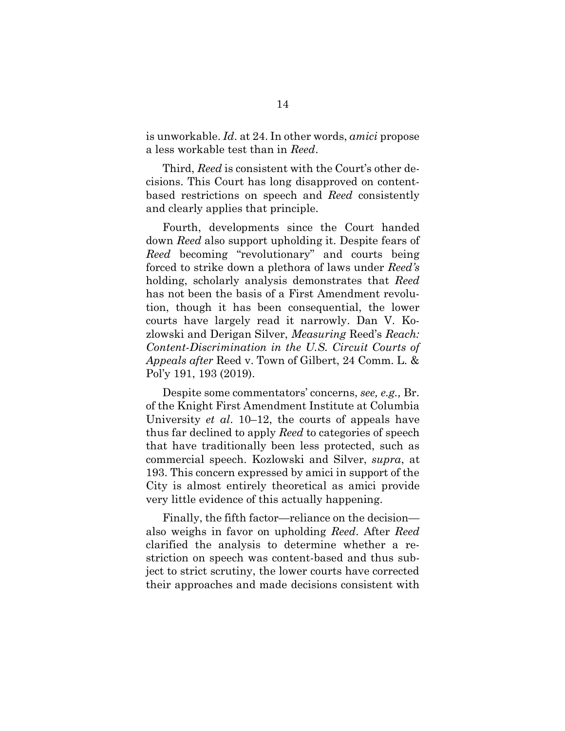is unworkable. *Id*. at 24. In other words, *amici* propose a less workable test than in *Reed*.

Third, *Reed* is consistent with the Court's other decisions. This Court has long disapproved on content-based restrictions on speech and *Reed* consistently and clearly applies that principle.

Fourth, developments since the Court handed down *Reed* also support upholding it. Despite fears of *Reed* becoming "revolutionary" and courts being forced to strike down a plethora of laws under *Reed's* holding, scholarly analysis demonstrates that *Reed* has not been the basis of a First Amendment revolution, though it has been consequential, the lower courts have largely read it narrowly. Dan V. Kozlowski and Derigan Silver, *Measuring* Reed's *Reach: Content-Discrimination in the U.S. Circuit Courts of Appeals after* Reed v. Town of Gilbert, 24 Comm. L. & Pol'y 191, 193 (2019).

Despite some commentators' concerns, *see, e.g.,* Br. of the Knight First Amendment Institute at Columbia University *et al*. 10–12, the courts of appeals have thus far declined to apply *Reed* to categories of speech that have traditionally been less protected, such as commercial speech. Kozlowski and Silver, *supra*, at 193. This concern expressed by amici in support of the City is almost entirely theoretical as amici provide very little evidence of this actually happening.

Finally, the fifth factor—reliance on the decision—also weighs in favor on upholding *Reed*. After *Reed* clarified the analysis to determine whether a restriction on speech was content-based and thus subject to strict scrutiny, the lower courts have corrected their approaches and made decisions consistent with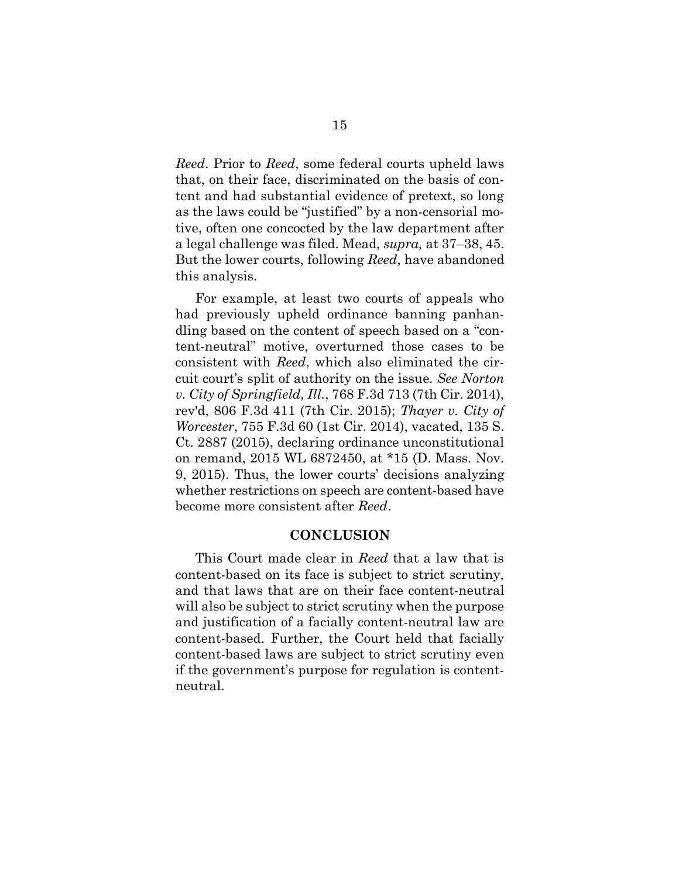*Reed*. Prior to *Reed*, some federal courts upheld laws that, on their face, discriminated on the basis of content and had substantial evidence of pretext, so long as the laws could be "justified" by a non-censorial motive, often one concocted by the law department after a legal challenge was filed. Mead, *supra,* at 37–38, 45. But the lower courts, following *Reed*, have abandoned this analysis.

For example, at least two courts of appeals who had previously upheld ordinance banning panhandling based on the content of speech based on a "content-neutral" motive, overturned those cases to be consistent with *Reed*, which also eliminated the circuit court's split of authority on the issue. *See Norton v. City of Springfield, Ill.*, 768 F.3d 713 (7th Cir. 2014), rev'd, 806 F.3d 411 (7th Cir. 2015); *Thayer v. City of Worcester*, 755 F.3d 60 (1st Cir. 2014), vacated, 135 S. Ct. 2887 (2015), declaring ordinance unconstitutional on remand, 2015 WL 6872450, at *15 (D. Mass. Nov. 9, 2015). Thus, the lower courts' decisions analyzing whether restrictions on speech are content-based have become more consistent after *Reed*.

## CONCLUSION

This Court made clear in *Reed* that a law that is content-based on its face is subject to strict scrutiny, and that laws that are on their face content-neutral will also be subject to strict scrutiny when the purpose and justification of a facially content-neutral law are content-based. Further, the Court held that facially content-based laws are subject to strict scrutiny even if the government's purpose for regulation is content-neutral.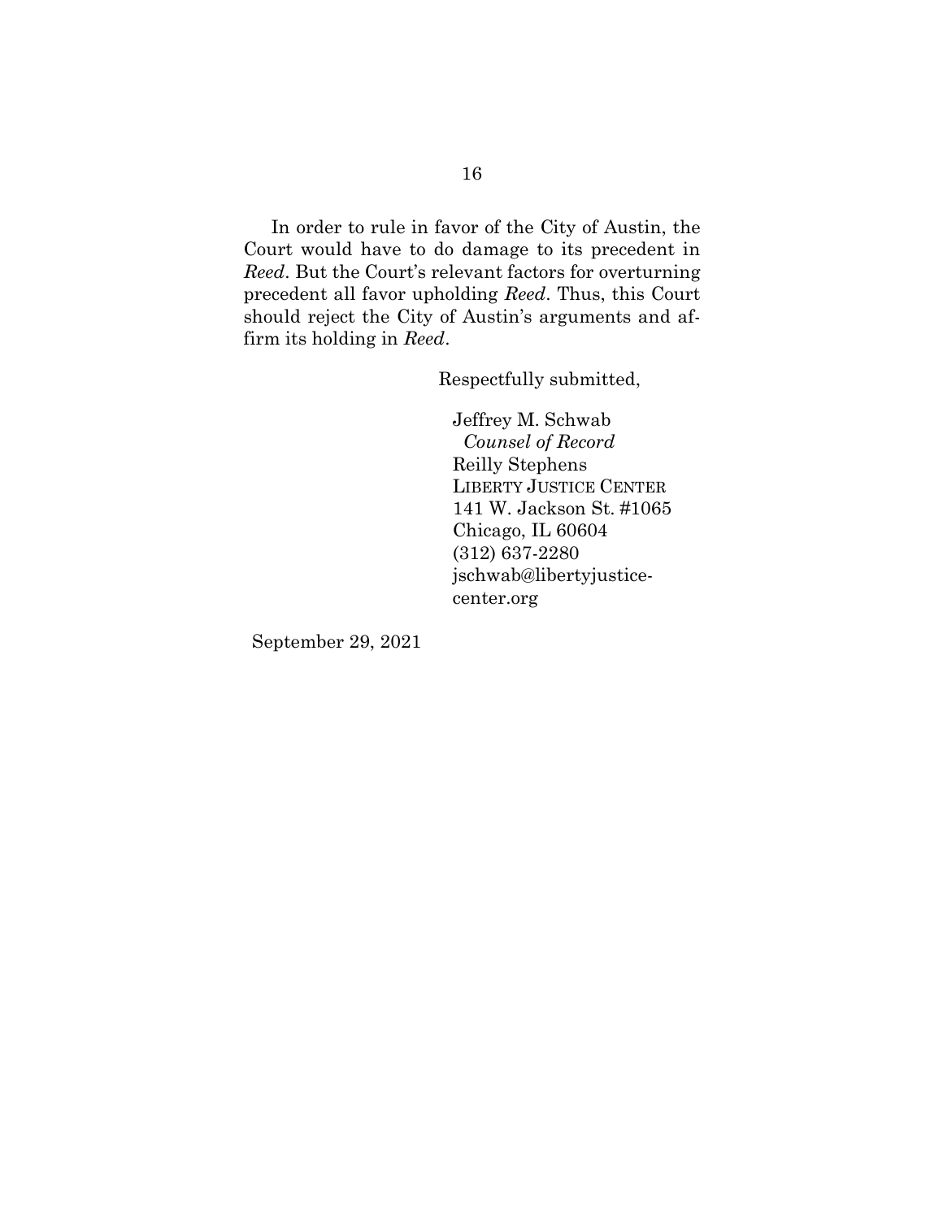In order to rule in favor of the City of Austin, the Court would have to do damage to its precedent in *Reed*. But the Court's relevant factors for overturning precedent all favor upholding *Reed*. Thus, this Court should reject the City of Austin's arguments and affirm its holding in *Reed*.

Respectfully submitted,

Jeffrey M. Schwab
*Counsel of Record*
Reilly Stephens
LIBERTY JUSTICE CENTER
141 W. Jackson St. #1065
Chicago, IL 60604
(312) 637-2280
jschwab@libertyjustice-center.org

September 29, 2021